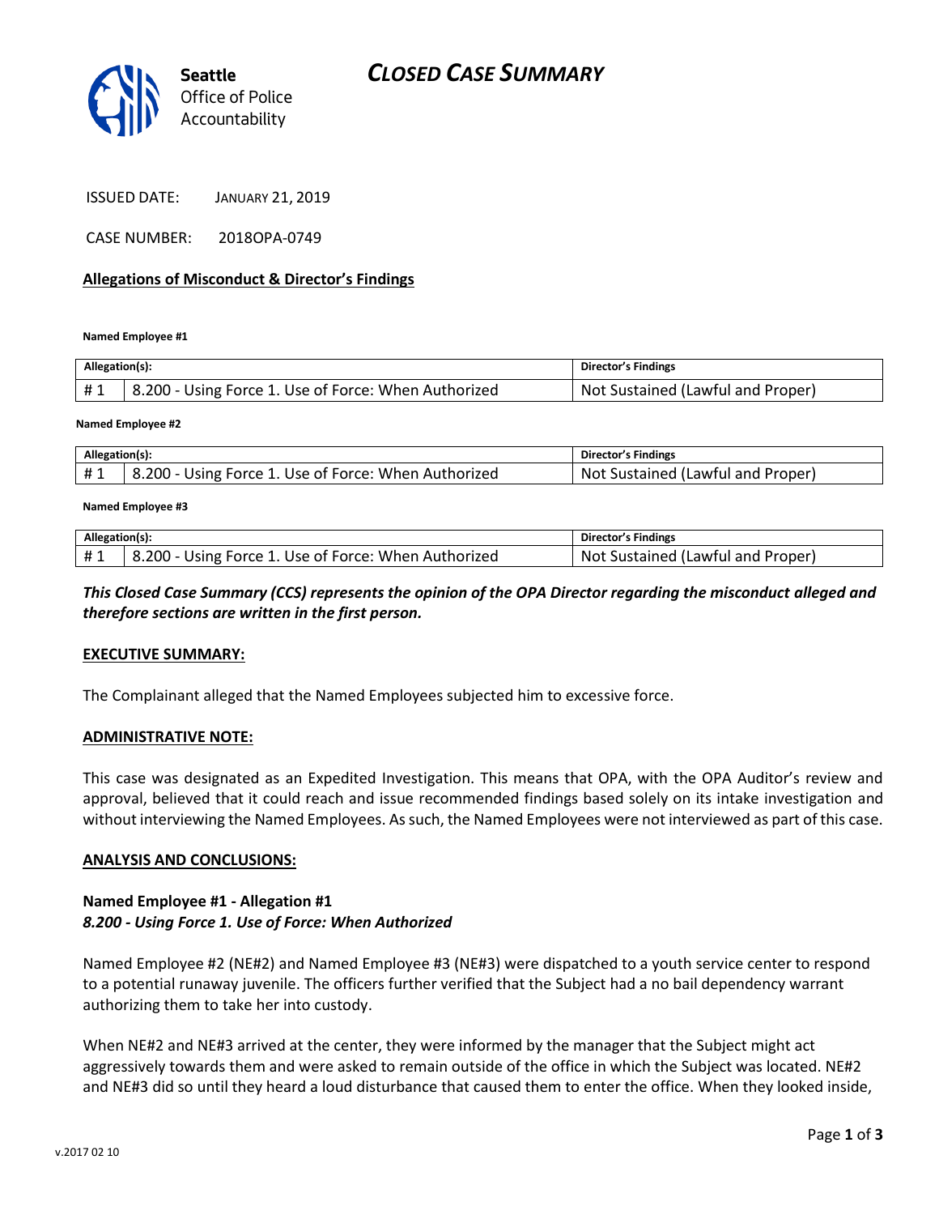# CLOSED CASE SUMMARY

Seattle Office of Police Accountability

ISSUED DATE: JANUARY 21, 2019

CASE NUMBER: 2018OPA-0749

**Allegations of Misconduct & Director's Findings**

**Named Employee #1**

| Allegation(s): | | Director's Findings |
|---|---|---|
| # 1 | 8.200 - Using Force 1. Use of Force: When Authorized | Not Sustained (Lawful and Proper) |

**Named Employee #2**

| Allegation(s): | | Director's Findings |
|---|---|---|
| # 1 | 8.200 - Using Force 1. Use of Force: When Authorized | Not Sustained (Lawful and Proper) |

**Named Employee #3**

| Allegation(s): | | Director's Findings |
|---|---|---|
| # 1 | 8.200 - Using Force 1. Use of Force: When Authorized | Not Sustained (Lawful and Proper) |

***This Closed Case Summary (CCS) represents the opinion of the OPA Director regarding the misconduct alleged and therefore sections are written in the first person.***

**EXECUTIVE SUMMARY:**

The Complainant alleged that the Named Employees subjected him to excessive force.

**ADMINISTRATIVE NOTE:**

This case was designated as an Expedited Investigation. This means that OPA, with the OPA Auditor's review and approval, believed that it could reach and issue recommended findings based solely on its intake investigation and without interviewing the Named Employees. As such, the Named Employees were not interviewed as part of this case.

**ANALYSIS AND CONCLUSIONS:**

**Named Employee #1 - Allegation #1**
***8.200 - Using Force 1. Use of Force: When Authorized***

Named Employee #2 (NE#2) and Named Employee #3 (NE#3) were dispatched to a youth service center to respond to a potential runaway juvenile. The officers further verified that the Subject had a no bail dependency warrant authorizing them to take her into custody.

When NE#2 and NE#3 arrived at the center, they were informed by the manager that the Subject might act aggressively towards them and were asked to remain outside of the office in which the Subject was located. NE#2 and NE#3 did so until they heard a loud disturbance that caused them to enter the office. When they looked inside,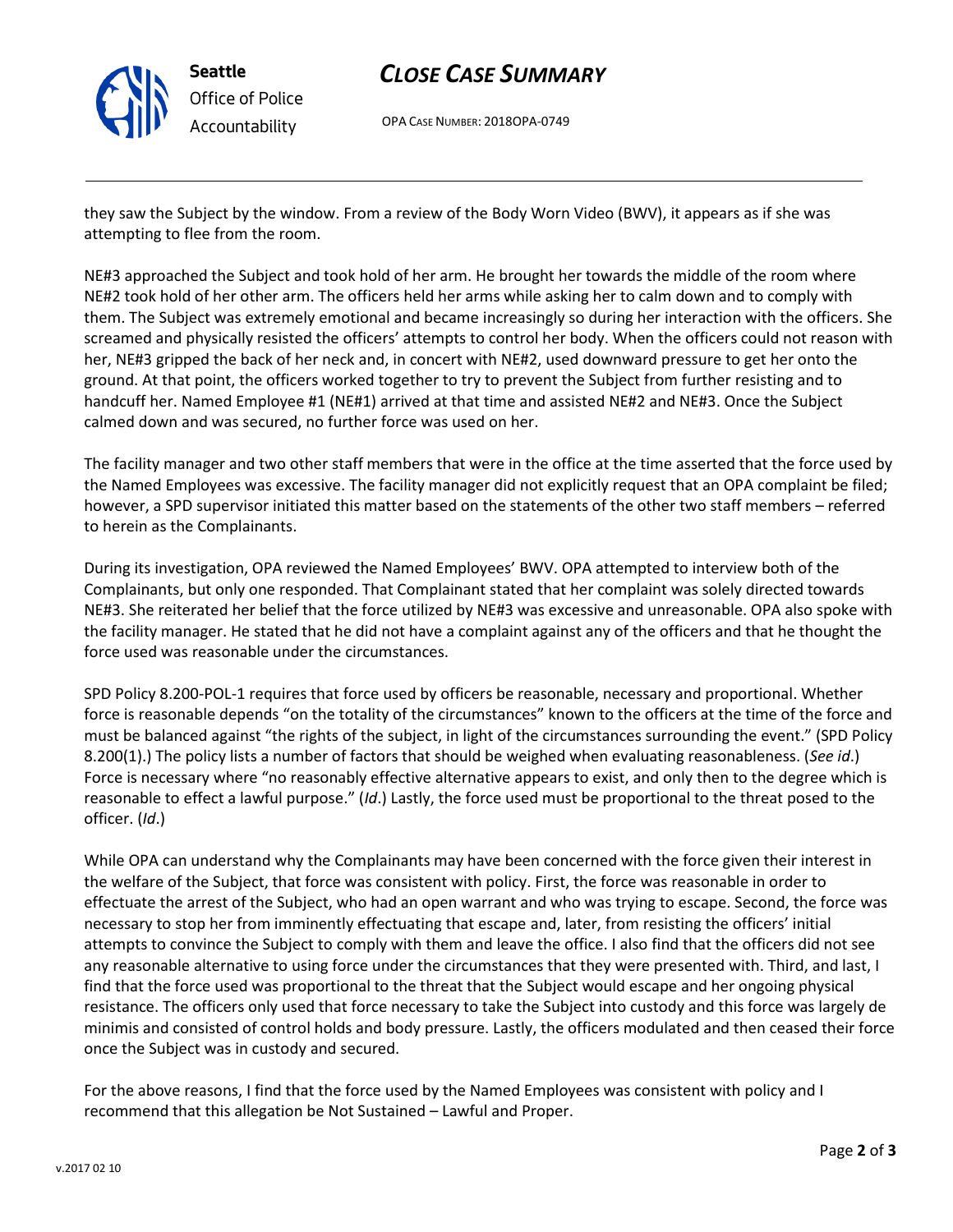they saw the Subject by the window. From a review of the Body Worn Video (BWV), it appears as if she was attempting to flee from the room.

NE#3 approached the Subject and took hold of her arm. He brought her towards the middle of the room where NE#2 took hold of her other arm. The officers held her arms while asking her to calm down and to comply with them. The Subject was extremely emotional and became increasingly so during her interaction with the officers. She screamed and physically resisted the officers' attempts to control her body. When the officers could not reason with her, NE#3 gripped the back of her neck and, in concert with NE#2, used downward pressure to get her onto the ground. At that point, the officers worked together to try to prevent the Subject from further resisting and to handcuff her. Named Employee #1 (NE#1) arrived at that time and assisted NE#2 and NE#3. Once the Subject calmed down and was secured, no further force was used on her.

The facility manager and two other staff members that were in the office at the time asserted that the force used by the Named Employees was excessive. The facility manager did not explicitly request that an OPA complaint be filed; however, a SPD supervisor initiated this matter based on the statements of the other two staff members – referred to herein as the Complainants.

During its investigation, OPA reviewed the Named Employees' BWV. OPA attempted to interview both of the Complainants, but only one responded. That Complainant stated that her complaint was solely directed towards NE#3. She reiterated her belief that the force utilized by NE#3 was excessive and unreasonable. OPA also spoke with the facility manager. He stated that he did not have a complaint against any of the officers and that he thought the force used was reasonable under the circumstances.

SPD Policy 8.200-POL-1 requires that force used by officers be reasonable, necessary and proportional. Whether force is reasonable depends "on the totality of the circumstances" known to the officers at the time of the force and must be balanced against "the rights of the subject, in light of the circumstances surrounding the event." (SPD Policy 8.200(1).) The policy lists a number of factors that should be weighed when evaluating reasonableness. (*See id*.) Force is necessary where "no reasonably effective alternative appears to exist, and only then to the degree which is reasonable to effect a lawful purpose." (*Id*.) Lastly, the force used must be proportional to the threat posed to the officer. (*Id*.)

While OPA can understand why the Complainants may have been concerned with the force given their interest in the welfare of the Subject, that force was consistent with policy. First, the force was reasonable in order to effectuate the arrest of the Subject, who had an open warrant and who was trying to escape. Second, the force was necessary to stop her from imminently effectuating that escape and, later, from resisting the officers' initial attempts to convince the Subject to comply with them and leave the office. I also find that the officers did not see any reasonable alternative to using force under the circumstances that they were presented with. Third, and last, I find that the force used was proportional to the threat that the Subject would escape and her ongoing physical resistance. The officers only used that force necessary to take the Subject into custody and this force was largely de minimis and consisted of control holds and body pressure. Lastly, the officers modulated and then ceased their force once the Subject was in custody and secured.

For the above reasons, I find that the force used by the Named Employees was consistent with policy and I recommend that this allegation be Not Sustained – Lawful and Proper.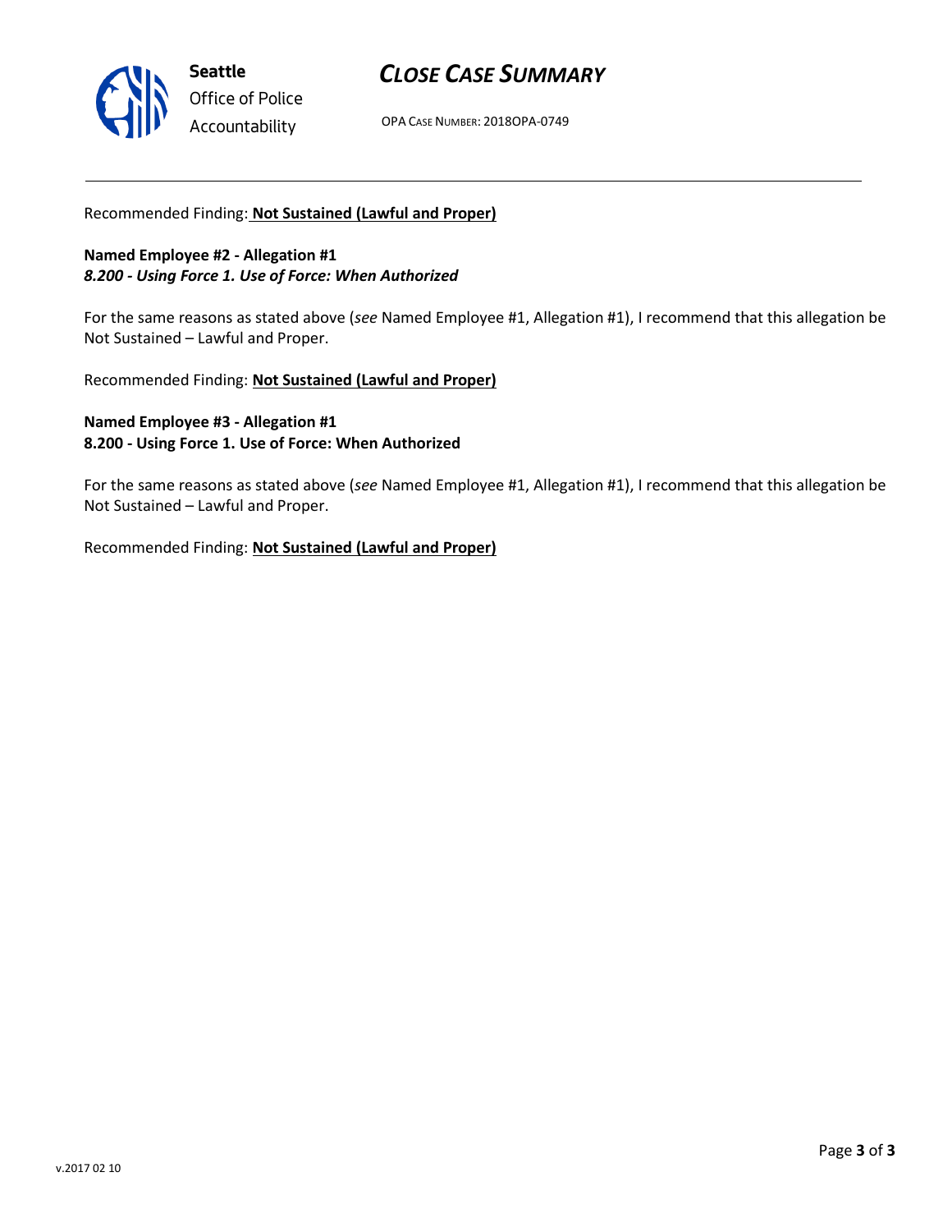Recommended Finding: **Not Sustained (Lawful and Proper)**

**Named Employee #2 - Allegation #1**
***8.200 - Using Force 1. Use of Force: When Authorized***

For the same reasons as stated above (*see* Named Employee #1, Allegation #1), I recommend that this allegation be Not Sustained – Lawful and Proper.

Recommended Finding: **Not Sustained (Lawful and Proper)**

**Named Employee #3 - Allegation #1**
**8.200 - Using Force 1. Use of Force: When Authorized**

For the same reasons as stated above (*see* Named Employee #1, Allegation #1), I recommend that this allegation be Not Sustained – Lawful and Proper.

Recommended Finding: **Not Sustained (Lawful and Proper)**